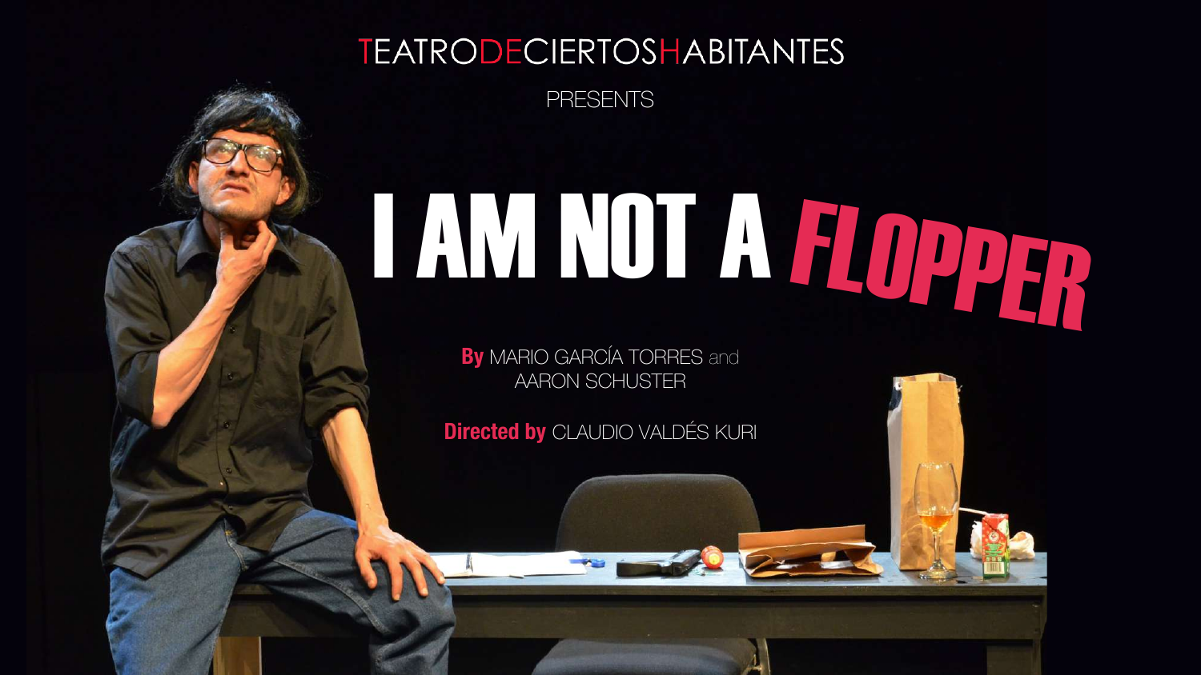TEATRODECIERTOSHABITANTES

PRESENTS

# I AM NOT A FLOPPER

**By** MARIO GARCÍA TORRES and AARON SCHUSTER

**Directed by** CLAUDIO VALDÉS KURI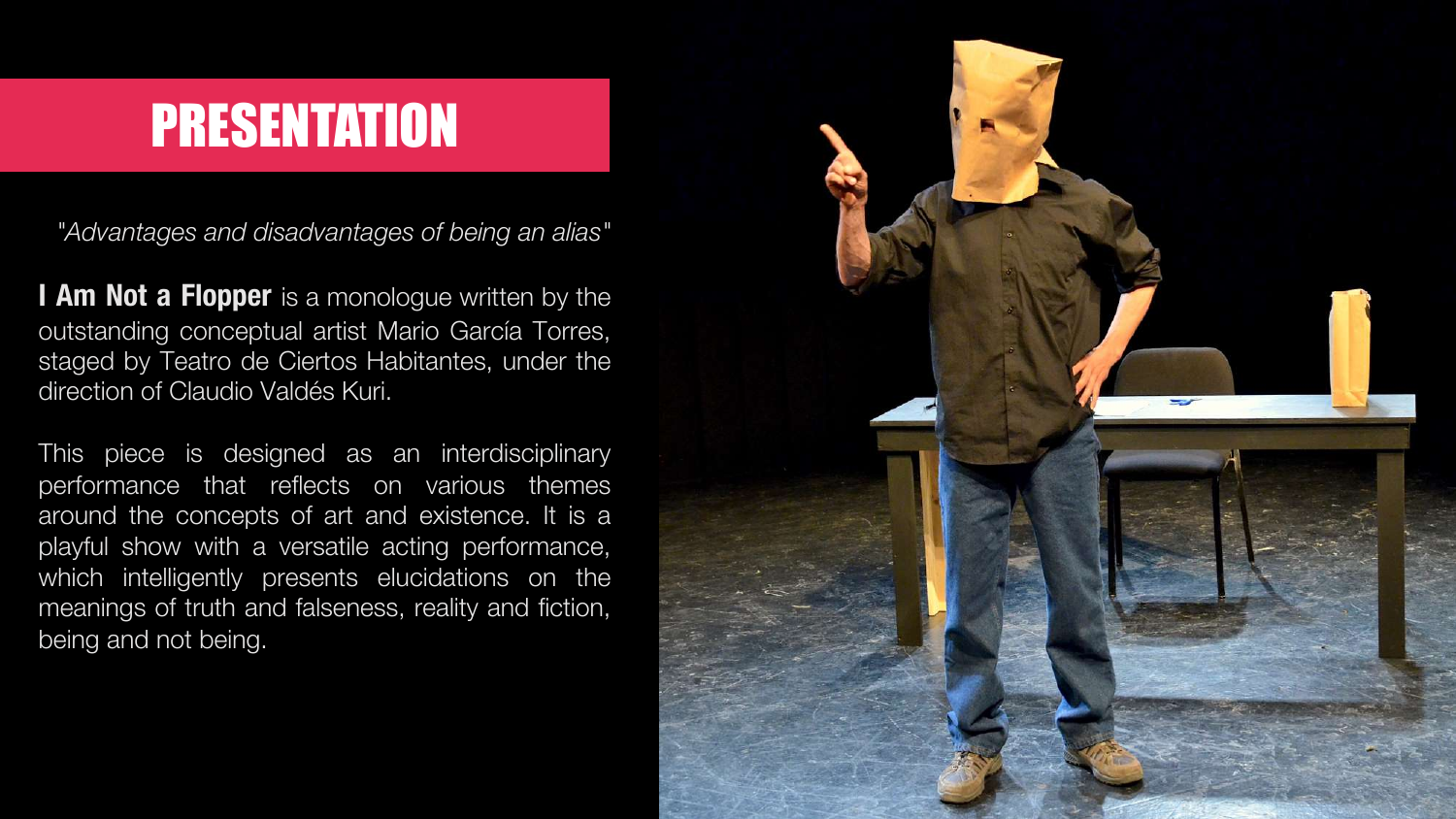# PRESENTATION

*"Advantages and disadvantages of being an alias"*

**I Am Not a Flopper** is a monologue written by the outstanding conceptual artist Mario García Torres, staged by Teatro de Ciertos Habitantes, under the direction of Claudio Valdés Kuri.

This piece is designed as an interdisciplinary performance that reflects on various themes around the concepts of art and existence. It is a playful show with a versatile acting performance, which intelligently presents elucidations on the meanings of truth and falseness, reality and fiction, being and not being.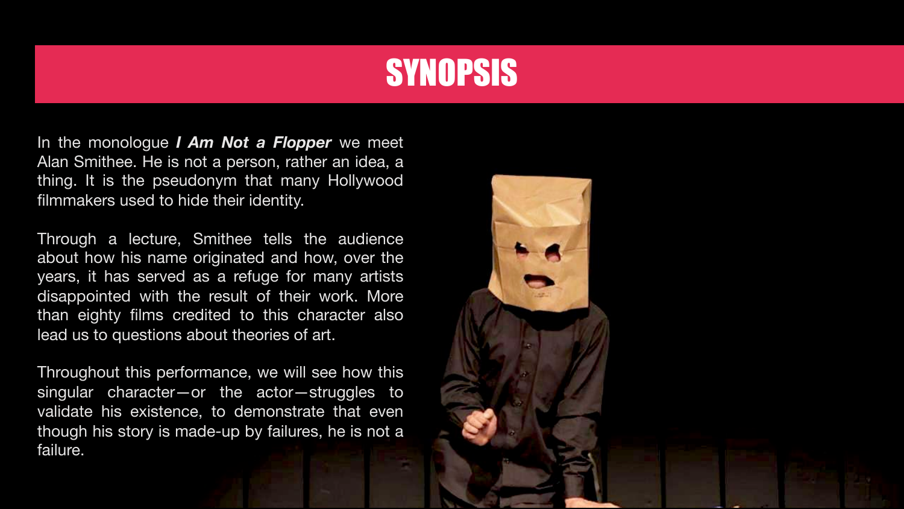# SYNOPSIS

In the monologue ***I Am Not a Flopper*** we meet Alan Smithee. He is not a person, rather an idea, a thing. It is the pseudonym that many Hollywood filmmakers used to hide their identity.

Through a lecture, Smithee tells the audience about how his name originated and how, over the years, it has served as a refuge for many artists disappointed with the result of their work. More than eighty films credited to this character also lead us to questions about theories of art.

Throughout this performance, we will see how this singular character—or the actor—struggles to validate his existence, to demonstrate that even though his story is made-up by failures, he is not a failure.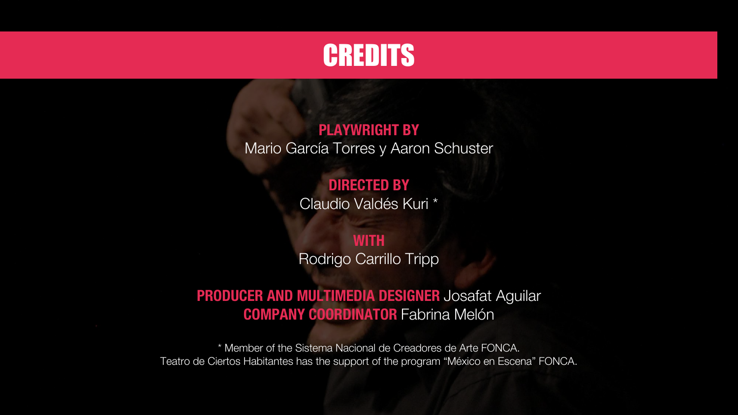# CREDITS

**PLAYWRIGHT BY**
Mario García Torres y Aaron Schuster

**DIRECTED BY**
Claudio Valdés Kuri *

**WITH**
Rodrigo Carrillo Tripp

**PRODUCER AND MULTIMEDIA DESIGNER** Josafat Aguilar
**COMPANY COORDINATOR** Fabrina Melón

* Member of the Sistema Nacional de Creadores de Arte FONCA.
Teatro de Ciertos Habitantes has the support of the program "México en Escena" FONCA.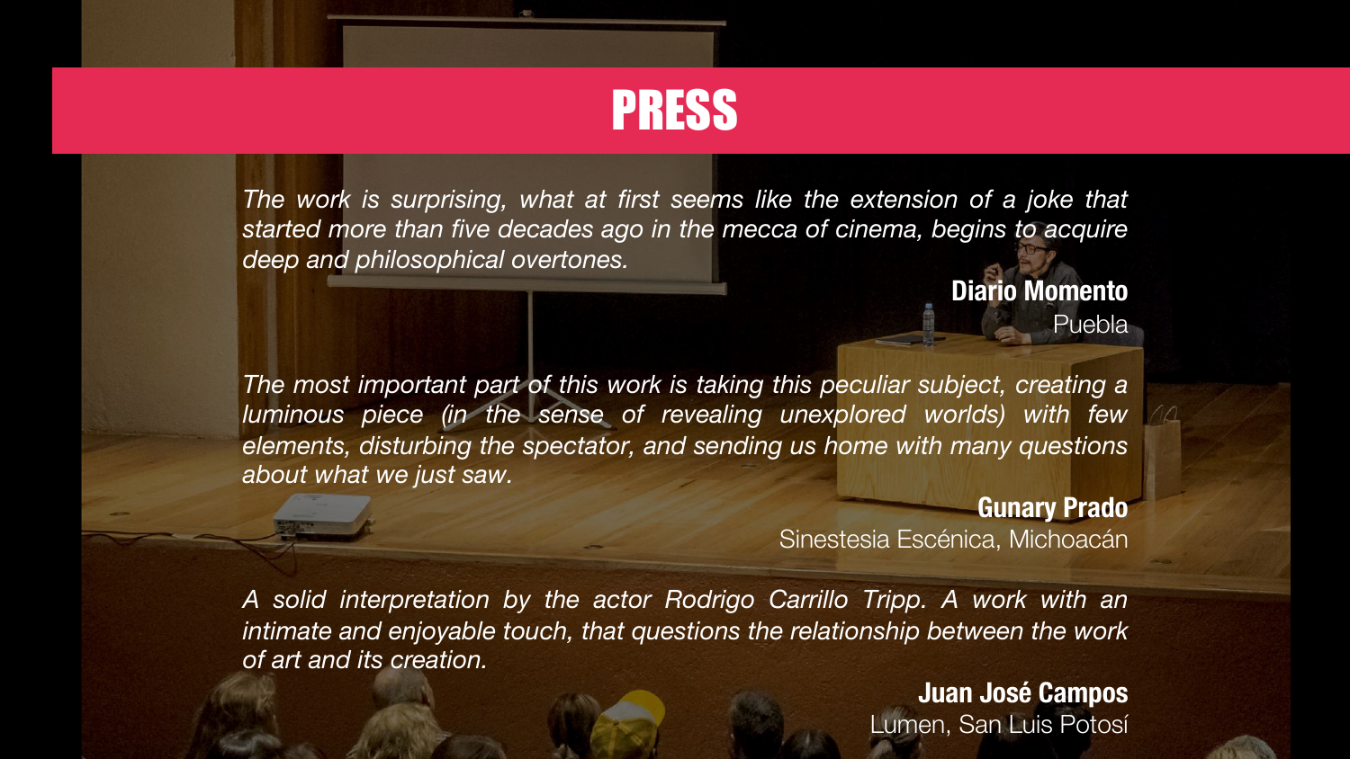# PRESS

*The work is surprising, what at first seems like the extension of a joke that started more than five decades ago in the mecca of cinema, begins to acquire deep and philosophical overtones.*

**Diario Momento**
Puebla

*The most important part of this work is taking this peculiar subject, creating a luminous piece (in the sense of revealing unexplored worlds) with few elements, disturbing the spectator, and sending us home with many questions about what we just saw.*

**Gunary Prado**
Sinestesia Escénica, Michoacán

*A solid interpretation by the actor Rodrigo Carrillo Tripp. A work with an intimate and enjoyable touch, that questions the relationship between the work of art and its creation.*

**Juan José Campos**
Lumen, San Luis Potosí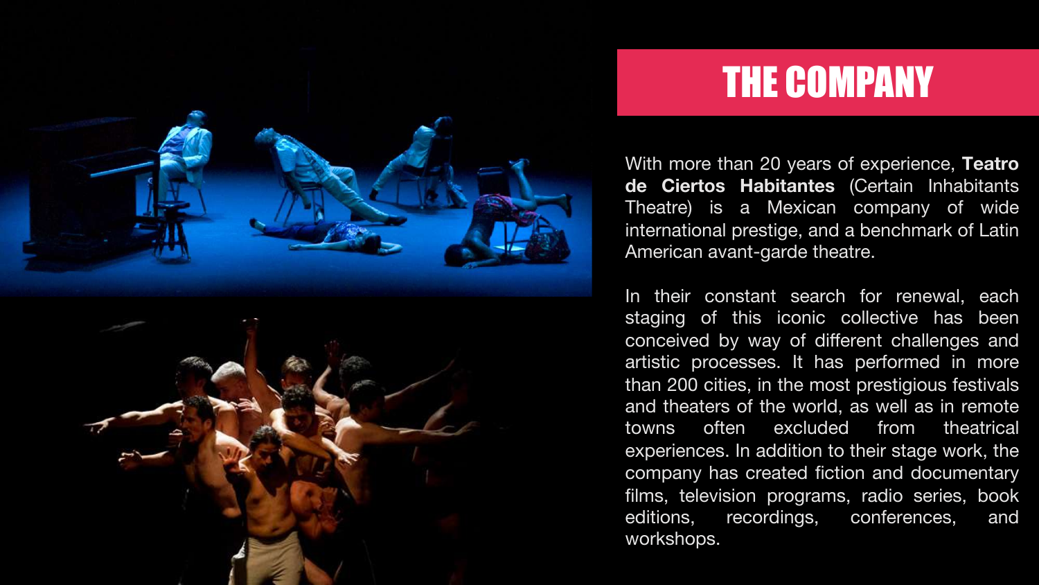# THE COMPANY

With more than 20 years of experience, **Teatro de Ciertos Habitantes** (Certain Inhabitants Theatre) is a Mexican company of wide international prestige, and a benchmark of Latin American avant-garde theatre.

In their constant search for renewal, each staging of this iconic collective has been conceived by way of different challenges and artistic processes. It has performed in more than 200 cities, in the most prestigious festivals and theaters of the world, as well as in remote towns often excluded from theatrical experiences. In addition to their stage work, the company has created fiction and documentary films, television programs, radio series, book editions, recordings, conferences, and workshops.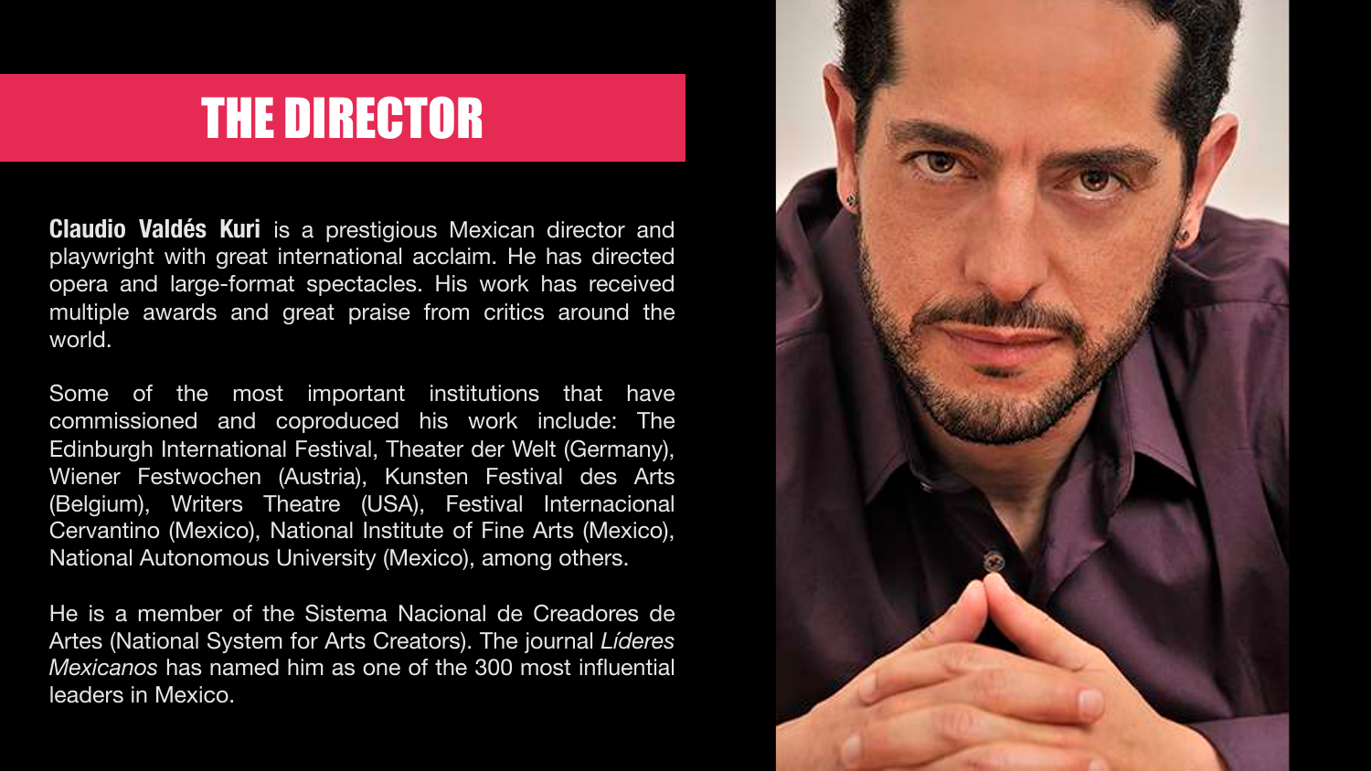# THE DIRECTOR

**Claudio Valdés Kuri** is a prestigious Mexican director and playwright with great international acclaim. He has directed opera and large-format spectacles. His work has received multiple awards and great praise from critics around the world.

Some of the most important institutions that have commissioned and coproduced his work include: The Edinburgh International Festival, Theater der Welt (Germany), Wiener Festwochen (Austria), Kunsten Festival des Arts (Belgium), Writers Theatre (USA), Festival Internacional Cervantino (Mexico), National Institute of Fine Arts (Mexico), National Autonomous University (Mexico), among others.

He is a member of the Sistema Nacional de Creadores de Artes (National System for Arts Creators). The journal *Líderes Mexicanos* has named him as one of the 300 most influential leaders in Mexico.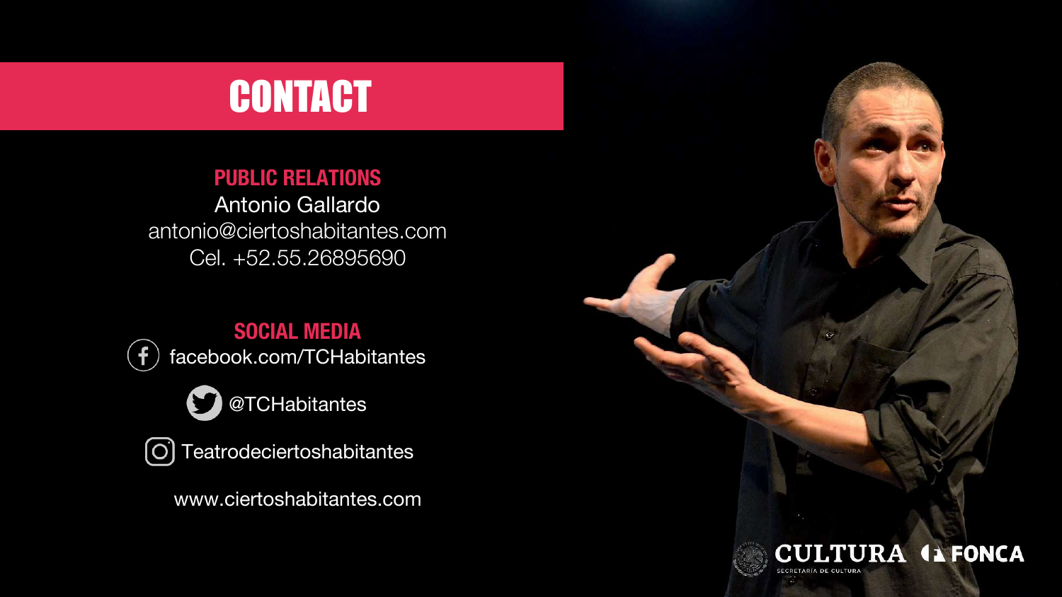# CONTACT

## PUBLIC RELATIONS

Antonio Gallardo
antonio@ciertoshabitantes.com
Cel. +52.55.26895690

## SOCIAL MEDIA

facebook.com/TCHabitantes

@TCHabitantes

Teatrodeciertoshabitantes

www.ciertoshabitantes.com

CULTURA
SECRETARÍA DE CULTURA

FONCA